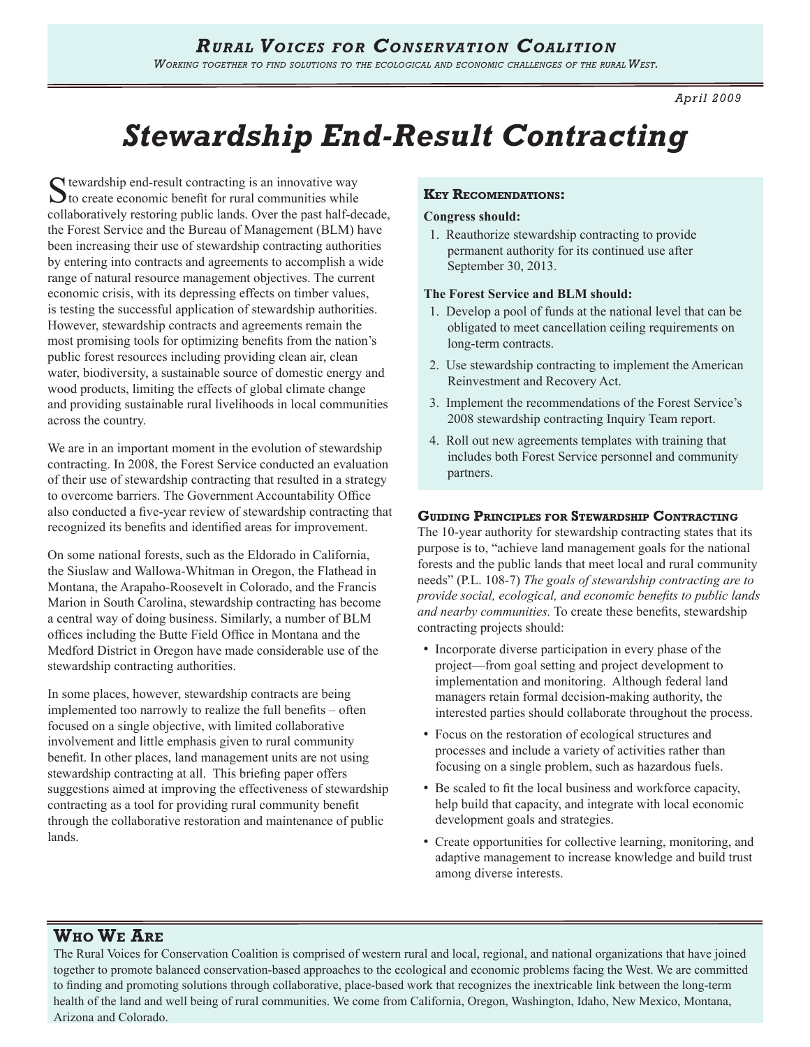# Rural Voices for Conservation Coalition

*Working together to find solutions to the ecological and economic challenges of the rural West.*

April 2009

# Stewardship End-Result Contracting

Stewardship end-result contracting is an innovative way to create economic benefit for rural communities while collaboratively restoring public lands. Over the past half-decade, the Forest Service and the Bureau of Management (BLM) have been increasing their use of stewardship contracting authorities by entering into contracts and agreements to accomplish a wide range of natural resource management objectives. The current economic crisis, with its depressing effects on timber values, is testing the successful application of stewardship authorities. However, stewardship contracts and agreements remain the most promising tools for optimizing benefits from the nation's public forest resources including providing clean air, clean water, biodiversity, a sustainable source of domestic energy and wood products, limiting the effects of global climate change and providing sustainable rural livelihoods in local communities across the country.

We are in an important moment in the evolution of stewardship contracting. In 2008, the Forest Service conducted an evaluation of their use of stewardship contracting that resulted in a strategy to overcome barriers. The Government Accountability Office also conducted a five-year review of stewardship contracting that recognized its benefits and identified areas for improvement.

On some national forests, such as the Eldorado in California, the Siuslaw and Wallowa-Whitman in Oregon, the Flathead in Montana, the Arapaho-Roosevelt in Colorado, and the Francis Marion in South Carolina, stewardship contracting has become a central way of doing business. Similarly, a number of BLM offices including the Butte Field Office in Montana and the Medford District in Oregon have made considerable use of the stewardship contracting authorities.

In some places, however, stewardship contracts are being implemented too narrowly to realize the full benefits – often focused on a single objective, with limited collaborative involvement and little emphasis given to rural community benefit. In other places, land management units are not using stewardship contracting at all. This briefing paper offers suggestions aimed at improving the effectiveness of stewardship contracting as a tool for providing rural community benefit through the collaborative restoration and maintenance of public lands.

### Key Recomendations:

**Congress should:**

1. Reauthorize stewardship contracting to provide permanent authority for its continued use after September 30, 2013.

**The Forest Service and BLM should:**

1. Develop a pool of funds at the national level that can be obligated to meet cancellation ceiling requirements on long-term contracts.
2. Use stewardship contracting to implement the American Reinvestment and Recovery Act.
3. Implement the recommendations of the Forest Service's 2008 stewardship contracting Inquiry Team report.
4. Roll out new agreements templates with training that includes both Forest Service personnel and community partners.

### Guiding Principles for Stewardship Contracting

The 10-year authority for stewardship contracting states that its purpose is to, "achieve land management goals for the national forests and the public lands that meet local and rural community needs" (P.L. 108-7) *The goals of stewardship contracting are to provide social, ecological, and economic benefits to public lands and nearby communities.* To create these benefits, stewardship contracting projects should:

- Incorporate diverse participation in every phase of the project—from goal setting and project development to implementation and monitoring. Although federal land managers retain formal decision-making authority, the interested parties should collaborate throughout the process.
- Focus on the restoration of ecological structures and processes and include a variety of activities rather than focusing on a single problem, such as hazardous fuels.
- Be scaled to fit the local business and workforce capacity, help build that capacity, and integrate with local economic development goals and strategies.
- Create opportunities for collective learning, monitoring, and adaptive management to increase knowledge and build trust among diverse interests.

## Who We Are

The Rural Voices for Conservation Coalition is comprised of western rural and local, regional, and national organizations that have joined together to promote balanced conservation-based approaches to the ecological and economic problems facing the West. We are committed to finding and promoting solutions through collaborative, place-based work that recognizes the inextricable link between the long-term health of the land and well being of rural communities. We come from California, Oregon, Washington, Idaho, New Mexico, Montana, Arizona and Colorado.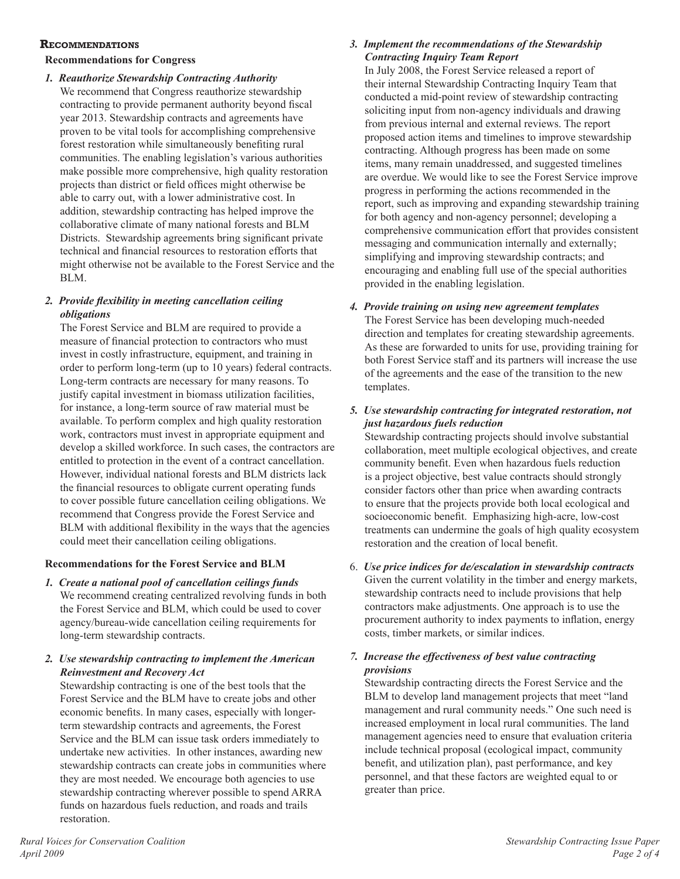## Recommendations

### Recommendations for Congress

***1. Reauthorize Stewardship Contracting Authority***

We recommend that Congress reauthorize stewardship contracting to provide permanent authority beyond fiscal year 2013. Stewardship contracts and agreements have proven to be vital tools for accomplishing comprehensive forest restoration while simultaneously benefiting rural communities. The enabling legislation's various authorities make possible more comprehensive, high quality restoration projects than district or field offices might otherwise be able to carry out, with a lower administrative cost. In addition, stewardship contracting has helped improve the collaborative climate of many national forests and BLM Districts. Stewardship agreements bring significant private technical and financial resources to restoration efforts that might otherwise not be available to the Forest Service and the BLM.

***2. Provide flexibility in meeting cancellation ceiling obligations***

The Forest Service and BLM are required to provide a measure of financial protection to contractors who must invest in costly infrastructure, equipment, and training in order to perform long-term (up to 10 years) federal contracts. Long-term contracts are necessary for many reasons. To justify capital investment in biomass utilization facilities, for instance, a long-term source of raw material must be available. To perform complex and high quality restoration work, contractors must invest in appropriate equipment and develop a skilled workforce. In such cases, the contractors are entitled to protection in the event of a contract cancellation. However, individual national forests and BLM districts lack the financial resources to obligate current operating funds to cover possible future cancellation ceiling obligations. We recommend that Congress provide the Forest Service and BLM with additional flexibility in the ways that the agencies could meet their cancellation ceiling obligations.

### Recommendations for the Forest Service and BLM

***1. Create a national pool of cancellation ceilings funds***

We recommend creating centralized revolving funds in both the Forest Service and BLM, which could be used to cover agency/bureau-wide cancellation ceiling requirements for long-term stewardship contracts.

***2. Use stewardship contracting to implement the American Reinvestment and Recovery Act***

Stewardship contracting is one of the best tools that the Forest Service and the BLM have to create jobs and other economic benefits. In many cases, especially with longer-term stewardship contracts and agreements, the Forest Service and the BLM can issue task orders immediately to undertake new activities. In other instances, awarding new stewardship contracts can create jobs in communities where they are most needed. We encourage both agencies to use stewardship contracting wherever possible to spend ARRA funds on hazardous fuels reduction, and roads and trails restoration.

***3. Implement the recommendations of the Stewardship Contracting Inquiry Team Report***

In July 2008, the Forest Service released a report of their internal Stewardship Contracting Inquiry Team that conducted a mid-point review of stewardship contracting soliciting input from non-agency individuals and drawing from previous internal and external reviews. The report proposed action items and timelines to improve stewardship contracting. Although progress has been made on some items, many remain unaddressed, and suggested timelines are overdue. We would like to see the Forest Service improve progress in performing the actions recommended in the report, such as improving and expanding stewardship training for both agency and non-agency personnel; developing a comprehensive communication effort that provides consistent messaging and communication internally and externally; simplifying and improving stewardship contracts; and encouraging and enabling full use of the special authorities provided in the enabling legislation.

***4. Provide training on using new agreement templates***

The Forest Service has been developing much-needed direction and templates for creating stewardship agreements. As these are forwarded to units for use, providing training for both Forest Service staff and its partners will increase the use of the agreements and the ease of the transition to the new templates.

***5. Use stewardship contracting for integrated restoration, not just hazardous fuels reduction***

Stewardship contracting projects should involve substantial collaboration, meet multiple ecological objectives, and create community benefit. Even when hazardous fuels reduction is a project objective, best value contracts should strongly consider factors other than price when awarding contracts to ensure that the projects provide both local ecological and socioeconomic benefit. Emphasizing high-acre, low-cost treatments can undermine the goals of high quality ecosystem restoration and the creation of local benefit.

6. ***Use price indices for de/escalation in stewardship contracts***

Given the current volatility in the timber and energy markets, stewardship contracts need to include provisions that help contractors make adjustments. One approach is to use the procurement authority to index payments to inflation, energy costs, timber markets, or similar indices.

***7. Increase the effectiveness of best value contracting provisions***

Stewardship contracting directs the Forest Service and the BLM to develop land management projects that meet "land management and rural community needs." One such need is increased employment in local rural communities. The land management agencies need to ensure that evaluation criteria include technical proposal (ecological impact, community benefit, and utilization plan), past performance, and key personnel, and that these factors are weighted equal to or greater than price.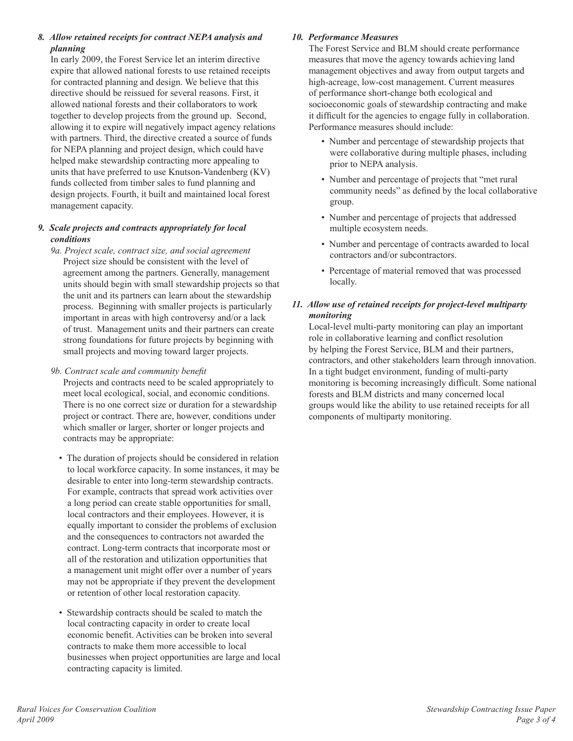### *8. Allow retained receipts for contract NEPA analysis and planning*

In early 2009, the Forest Service let an interim directive expire that allowed national forests to use retained receipts for contracted planning and design. We believe that this directive should be reissued for several reasons. First, it allowed national forests and their collaborators to work together to develop projects from the ground up. Second, allowing it to expire will negatively impact agency relations with partners. Third, the directive created a source of funds for NEPA planning and project design, which could have helped make stewardship contracting more appealing to units that have preferred to use Knutson-Vandenberg (KV) funds collected from timber sales to fund planning and design projects. Fourth, it built and maintained local forest management capacity.

### *9. Scale projects and contracts appropriately for local conditions*

*9a. Project scale, contract size, and social agreement*

Project size should be consistent with the level of agreement among the partners. Generally, management units should begin with small stewardship projects so that the unit and its partners can learn about the stewardship process. Beginning with smaller projects is particularly important in areas with high controversy and/or a lack of trust. Management units and their partners can create strong foundations for future projects by beginning with small projects and moving toward larger projects.

*9b. Contract scale and community benefit*

Projects and contracts need to be scaled appropriately to meet local ecological, social, and economic conditions. There is no one correct size or duration for a stewardship project or contract. There are, however, conditions under which smaller or larger, shorter or longer projects and contracts may be appropriate:

- The duration of projects should be considered in relation to local workforce capacity. In some instances, it may be desirable to enter into long-term stewardship contracts. For example, contracts that spread work activities over a long period can create stable opportunities for small, local contractors and their employees. However, it is equally important to consider the problems of exclusion and the consequences to contractors not awarded the contract. Long-term contracts that incorporate most or all of the restoration and utilization opportunities that a management unit might offer over a number of years may not be appropriate if they prevent the development or retention of other local restoration capacity.
- Stewardship contracts should be scaled to match the local contracting capacity in order to create local economic benefit. Activities can be broken into several contracts to make them more accessible to local businesses when project opportunities are large and local contracting capacity is limited.

### *10. Performance Measures*

The Forest Service and BLM should create performance measures that move the agency towards achieving land management objectives and away from output targets and high-acreage, low-cost management. Current measures of performance short-change both ecological and socioeconomic goals of stewardship contracting and make it difficult for the agencies to engage fully in collaboration. Performance measures should include:

- Number and percentage of stewardship projects that were collaborative during multiple phases, including prior to NEPA analysis.
- Number and percentage of projects that "met rural community needs" as defined by the local collaborative group.
- Number and percentage of projects that addressed multiple ecosystem needs.
- Number and percentage of contracts awarded to local contractors and/or subcontractors.
- Percentage of material removed that was processed locally.

### *11. Allow use of retained receipts for project-level multiparty monitoring*

Local-level multi-party monitoring can play an important role in collaborative learning and conflict resolution by helping the Forest Service, BLM and their partners, contractors, and other stakeholders learn through innovation. In a tight budget environment, funding of multi-party monitoring is becoming increasingly difficult. Some national forests and BLM districts and many concerned local groups would like the ability to use retained receipts for all components of multiparty monitoring.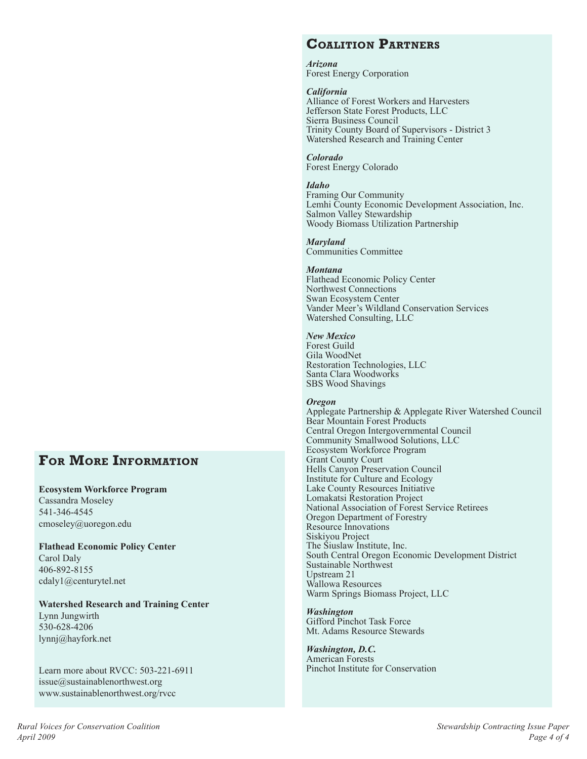## Coalition Partners

***Arizona***
Forest Energy Corporation

***California***
Alliance of Forest Workers and Harvesters
Jefferson State Forest Products, LLC
Sierra Business Council
Trinity County Board of Supervisors - District 3
Watershed Research and Training Center

***Colorado***
Forest Energy Colorado

***Idaho***
Framing Our Community
Lemhi County Economic Development Association, Inc.
Salmon Valley Stewardship
Woody Biomass Utilization Partnership

***Maryland***
Communities Committee

***Montana***
Flathead Economic Policy Center
Northwest Connections
Swan Ecosystem Center
Vander Meer's Wildland Conservation Services
Watershed Consulting, LLC

***New Mexico***
Forest Guild
Gila WoodNet
Restoration Technologies, LLC
Santa Clara Woodworks
SBS Wood Shavings

***Oregon***
Applegate Partnership & Applegate River Watershed Council
Bear Mountain Forest Products
Central Oregon Intergovernmental Council
Community Smallwood Solutions, LLC
Ecosystem Workforce Program
Grant County Court
Hells Canyon Preservation Council
Institute for Culture and Ecology
Lake County Resources Initiative
Lomakatsi Restoration Project
National Association of Forest Service Retirees
Oregon Department of Forestry
Resource Innovations
Siskiyou Project
The Siuslaw Institute, Inc.
South Central Oregon Economic Development District
Sustainable Northwest
Upstream 21
Wallowa Resources
Warm Springs Biomass Project, LLC

***Washington***
Gifford Pinchot Task Force
Mt. Adams Resource Stewards

***Washington, D.C.***
American Forests
Pinchot Institute for Conservation

## For More Information

**Ecosystem Workforce Program**
Cassandra Moseley
541-346-4545
cmoseley@uoregon.edu

**Flathead Economic Policy Center**
Carol Daly
406-892-8155
cdaly1@centurytel.net

**Watershed Research and Training Center**
Lynn Jungwirth
530-628-4206
lynnj@hayfork.net

Learn more about RVCC: 503-221-6911
issue@sustainablenorthwest.org
www.sustainablenorthwest.org/rvcc